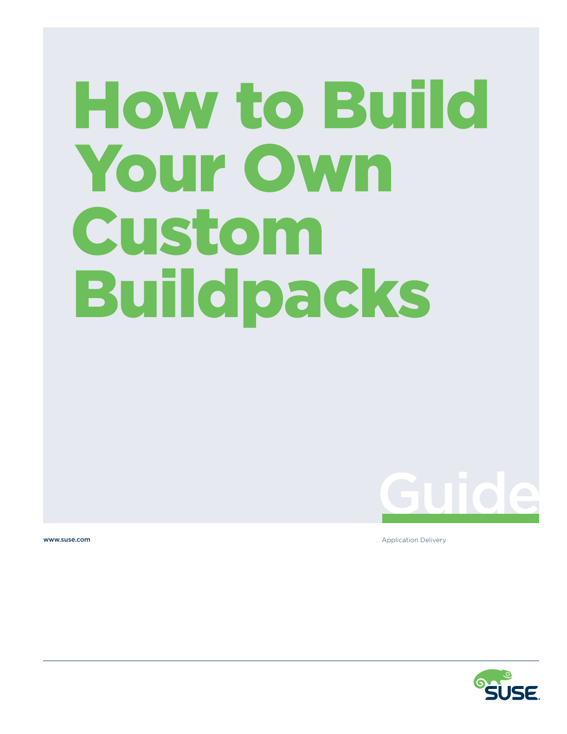# How to Build Your Own Custom Buildpacks

Guide

www.suse.com

Application Delivery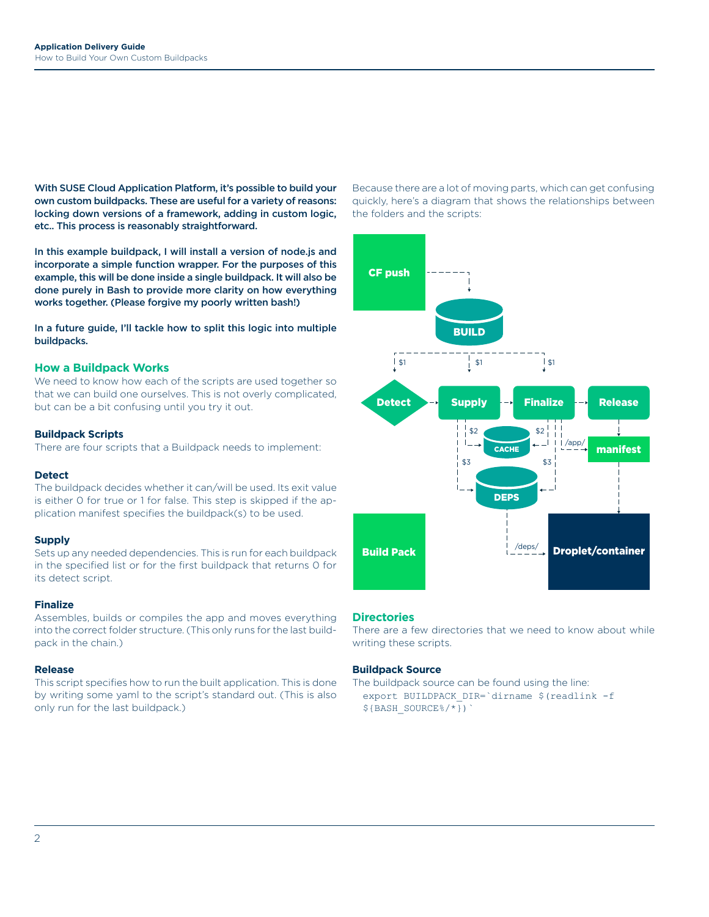**With SUSE Cloud Application Platform, it's possible to build your own custom buildpacks. These are useful for a variety of reasons: locking down versions of a framework, adding in custom logic, etc.. This process is reasonably straightforward.**

**In this example buildpack, I will install a version of node.js and incorporate a simple function wrapper. For the purposes of this example, this will be done inside a single buildpack. It will also be done purely in Bash to provide more clarity on how everything works together. (Please forgive my poorly written bash!)**

**In a future guide, I'll tackle how to split this logic into multiple buildpacks.**

## How a Buildpack Works

We need to know how each of the scripts are used together so that we can build one ourselves. This is not overly complicated, but can be a bit confusing until you try it out.

### Buildpack Scripts

There are four scripts that a Buildpack needs to implement:

#### Detect

The buildpack decides whether it can/will be used. Its exit value is either 0 for true or 1 for false. This step is skipped if the application manifest specifies the buildpack(s) to be used.

#### Supply

Sets up any needed dependencies. This is run for each buildpack in the specified list or for the first buildpack that returns 0 for its detect script.

#### Finalize

Assembles, builds or compiles the app and moves everything into the correct folder structure. (This only runs for the last buildpack in the chain.)

#### Release

This script specifies how to run the built application. This is done by writing some yaml to the script's standard out. (This is also only run for the last buildpack.)

Because there are a lot of moving parts, which can get confusing quickly, here's a diagram that shows the relationships between the folders and the scripts:

## Directories

There are a few directories that we need to know about while writing these scripts.

### Buildpack Source

The buildpack source can be found using the line:

```
export BUILDPACK_DIR=`dirname $(readlink -f ${BASH_SOURCE%/*})`
```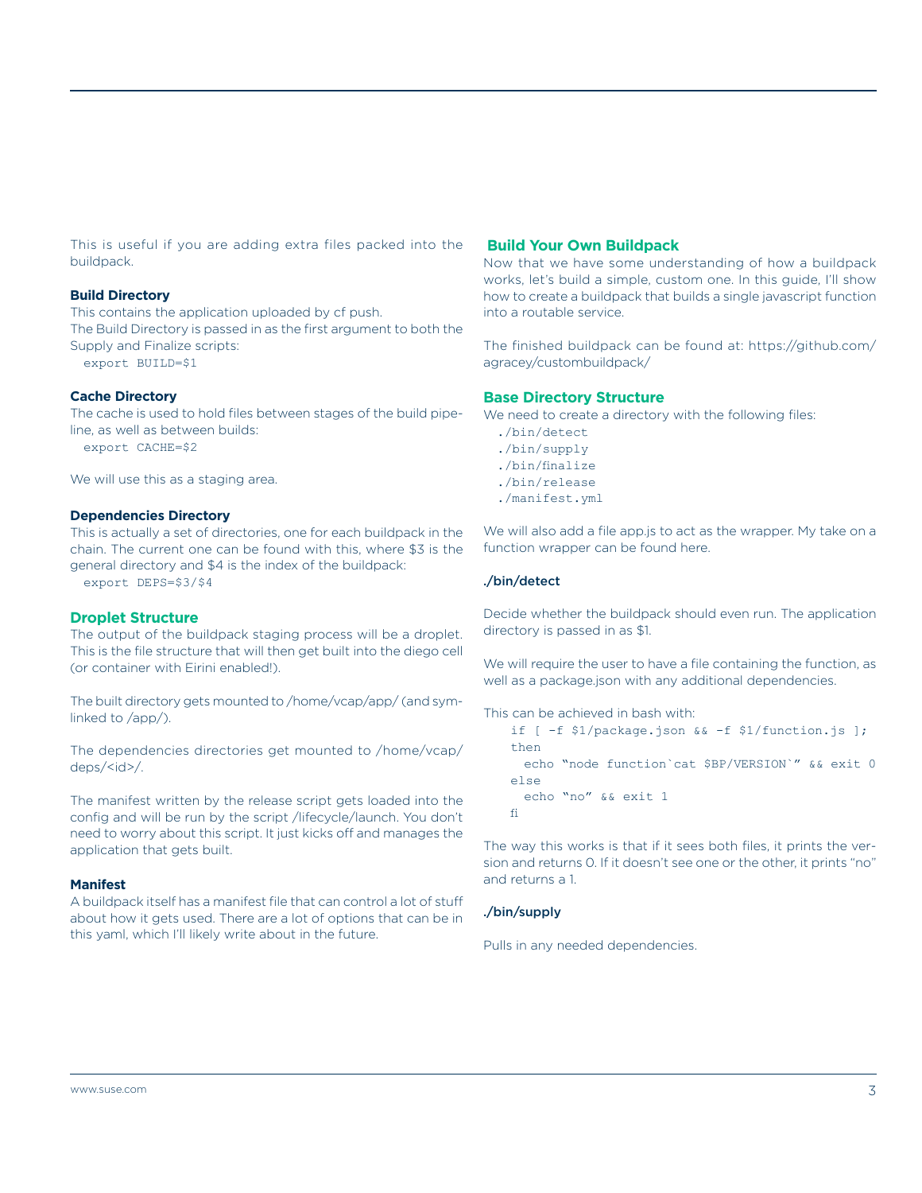This is useful if you are adding extra files packed into the buildpack.

#### Build Directory

This contains the application uploaded by cf push.
The Build Directory is passed in as the first argument to both the Supply and Finalize scripts:

```
export BUILD=$1
```

#### Cache Directory

The cache is used to hold files between stages of the build pipeline, as well as between builds:

```
export CACHE=$2
```

We will use this as a staging area.

#### Dependencies Directory

This is actually a set of directories, one for each buildpack in the chain. The current one can be found with this, where $3 is the general directory and $4 is the index of the buildpack:

```
export DEPS=$3/$4
```

### Droplet Structure

The output of the buildpack staging process will be a droplet. This is the file structure that will then get built into the diego cell (or container with Eirini enabled!).

The built directory gets mounted to /home/vcap/app/ (and symlinked to /app/).

The dependencies directories get mounted to /home/vcap/deps/<id>/.

The manifest written by the release script gets loaded into the config and will be run by the script /lifecycle/launch. You don't need to worry about this script. It just kicks off and manages the application that gets built.

#### Manifest

A buildpack itself has a manifest file that can control a lot of stuff about how it gets used. There are a lot of options that can be in this yaml, which I'll likely write about in the future.

### Build Your Own Buildpack

Now that we have some understanding of how a buildpack works, let's build a simple, custom one. In this guide, I'll show how to create a buildpack that builds a single javascript function into a routable service.

The finished buildpack can be found at: https://github.com/agracey/custombuildpack/

### Base Directory Structure

We need to create a directory with the following files:

```
./bin/detect
./bin/supply
./bin/finalize
./bin/release
./manifest.yml
```

We will also add a file app.js to act as the wrapper. My take on a function wrapper can be found here.

#### ./bin/detect

Decide whether the buildpack should even run. The application directory is passed in as $1.

We will require the user to have a file containing the function, as well as a package.json with any additional dependencies.

This can be achieved in bash with:

```
if [ -f $1/package.json && -f $1/function.js ];
then
  echo "node function`cat $BP/VERSION`" && exit 0
else
  echo "no" && exit 1
fi
```

The way this works is that if it sees both files, it prints the version and returns 0. If it doesn't see one or the other, it prints "no" and returns a 1.

#### ./bin/supply

Pulls in any needed dependencies.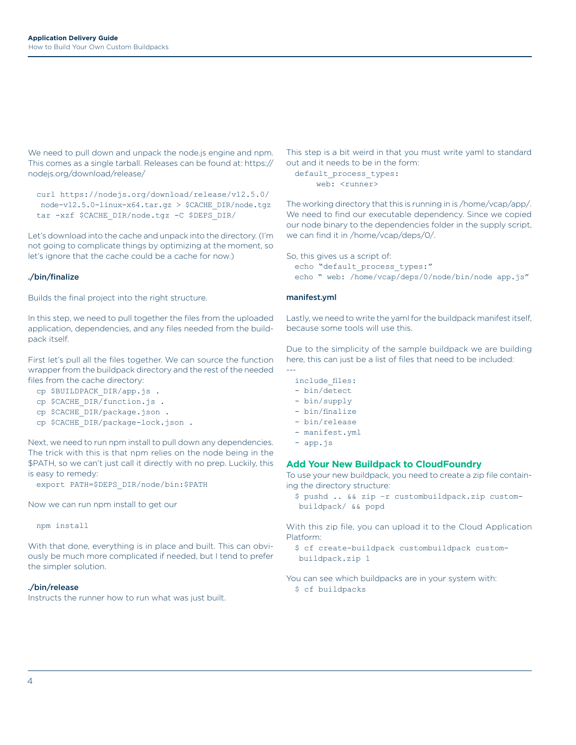We need to pull down and unpack the node.js engine and npm. This comes as a single tarball. Releases can be found at: https://nodejs.org/download/release/

```
curl https://nodejs.org/download/release/v12.5.0/
 node-v12.5.0-linux-x64.tar.gz > $CACHE_DIR/node.tgz
tar -xzf $CACHE_DIR/node.tgz -C $DEPS_DIR/
```

Let's download into the cache and unpack into the directory. (I'm not going to complicate things by optimizing at the moment, so let's ignore that the cache could be a cache for now.)

#### ./bin/finalize

Builds the final project into the right structure.

In this step, we need to pull together the files from the uploaded application, dependencies, and any files needed from the buildpack itself.

First let's pull all the files together. We can source the function wrapper from the buildpack directory and the rest of the needed files from the cache directory:

```
cp $BUILDPACK_DIR/app.js .
cp $CACHE_DIR/function.js .
cp $CACHE_DIR/package.json .
cp $CACHE_DIR/package-lock.json .
```

Next, we need to run npm install to pull down any dependencies. The trick with this is that npm relies on the node being in the $PATH, so we can't just call it directly with no prep. Luckily, this is easy to remedy:

```
export PATH=$DEPS_DIR/node/bin:$PATH
```

Now we can run npm install to get our

```
npm install
```

With that done, everything is in place and built. This can obviously be much more complicated if needed, but I tend to prefer the simpler solution.

#### ./bin/release

Instructs the runner how to run what was just built.

This step is a bit weird in that you must write yaml to standard out and it needs to be in the form:

```
default_process_types:
     web: <runner>
```

The working directory that this is running in is /home/vcap/app/. We need to find our executable dependency. Since we copied our node binary to the dependencies folder in the supply script, we can find it in /home/vcap/deps/0/.

So, this gives us a script of:

```
echo "default_process_types:"
echo " web: /home/vcap/deps/0/node/bin/node app.js"
```

#### manifest.yml

Lastly, we need to write the yaml for the buildpack manifest itself, because some tools will use this.

Due to the simplicity of the sample buildpack we are building here, this can just be a list of files that need to be included:

```
---
include_files:
- bin/detect
- bin/supply
- bin/finalize
- bin/release
- manifest.yml
- app.js
```

### Add Your New Buildpack to CloudFoundry

To use your new buildpack, you need to create a zip file containing the directory structure:

```
$ pushd .. && zip -r custombuildpack.zip custom-
 buildpack/ && popd
```

With this zip file, you can upload it to the Cloud Application Platform:

```
$ cf create-buildpack custombuildpack custom-
 buildpack.zip 1
```

You can see which buildpacks are in your system with:

```
$ cf buildpacks
```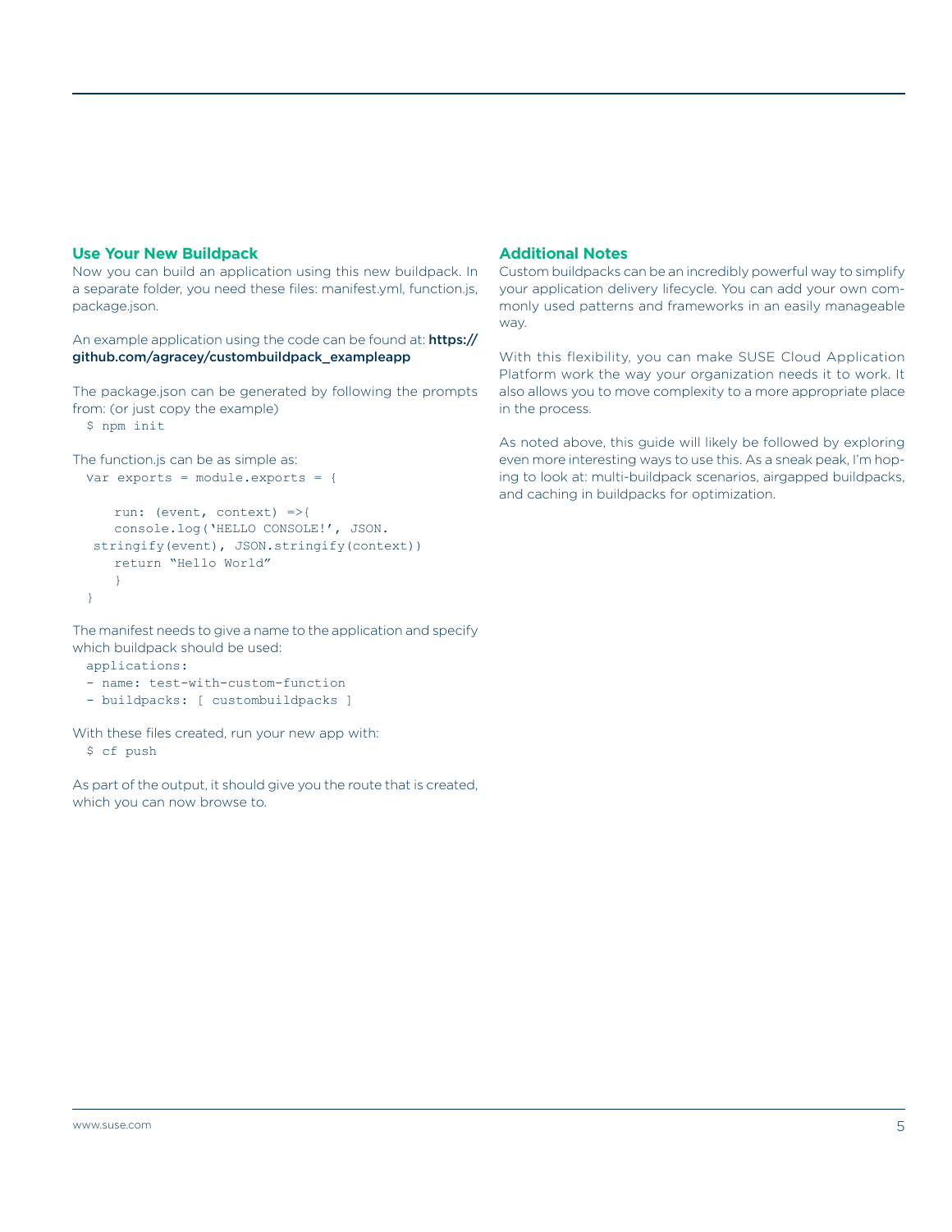## Use Your New Buildpack

Now you can build an application using this new buildpack. In a separate folder, you need these files: manifest.yml, function.js, package.json.

An example application using the code can be found at: **https://github.com/agracey/custombuildpack_exampleapp**

The package.json can be generated by following the prompts from: (or just copy the example)

```
$ npm init
```

The function.js can be as simple as:

```
var exports = module.exports = {

    run: (event, context) =>{
    console.log('HELLO CONSOLE!', JSON.
 stringify(event), JSON.stringify(context))
    return "Hello World"
    }
}
```

The manifest needs to give a name to the application and specify which buildpack should be used:

```
applications:
- name: test-with-custom-function
- buildpacks: [ custombuildpacks ]
```

With these files created, run your new app with:

```
$ cf push
```

As part of the output, it should give you the route that is created, which you can now browse to.

## Additional Notes

Custom buildpacks can be an incredibly powerful way to simplify your application delivery lifecycle. You can add your own commonly used patterns and frameworks in an easily manageable way.

With this flexibility, you can make SUSE Cloud Application Platform work the way your organization needs it to work. It also allows you to move complexity to a more appropriate place in the process.

As noted above, this guide will likely be followed by exploring even more interesting ways to use this. As a sneak peak, I'm hoping to look at: multi-buildpack scenarios, airgapped buildpacks, and caching in buildpacks for optimization.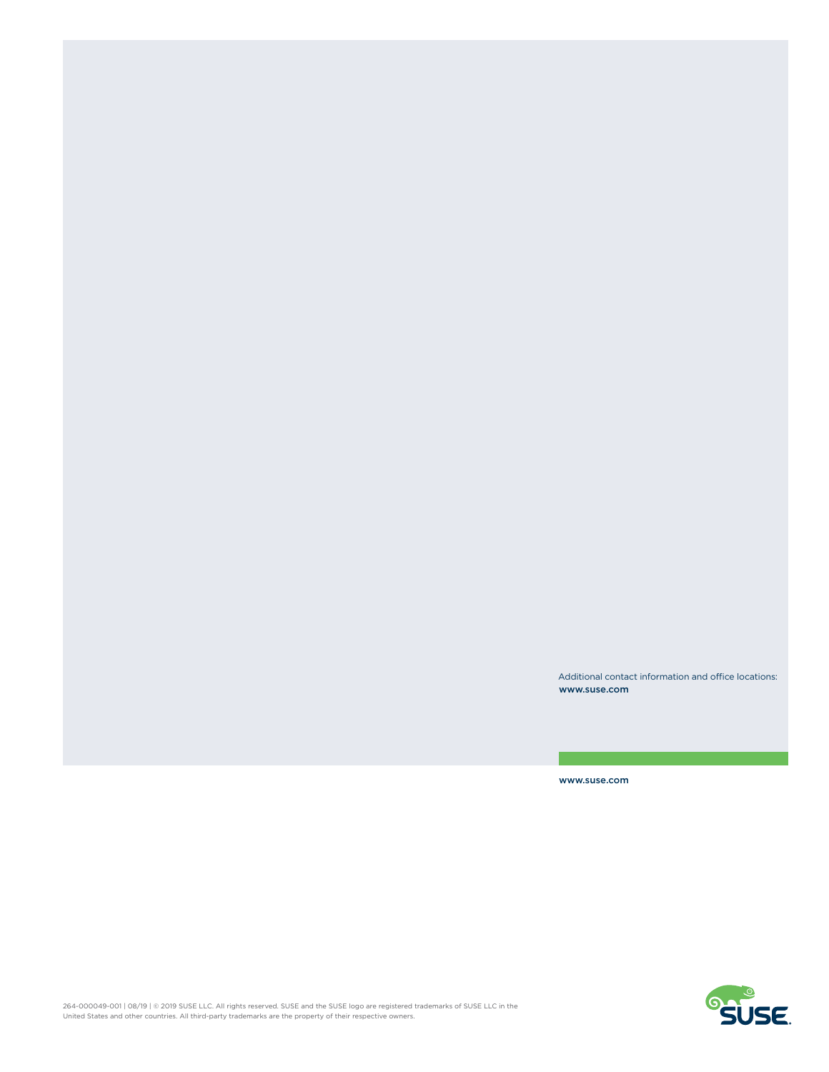Additional contact information and office locations:
**www.suse.com**

**www.suse.com**

264-000049-001 | 08/19 | © 2019 SUSE LLC. All rights reserved. SUSE and the SUSE logo are registered trademarks of SUSE LLC in the United States and other countries. All third-party trademarks are the property of their respective owners.